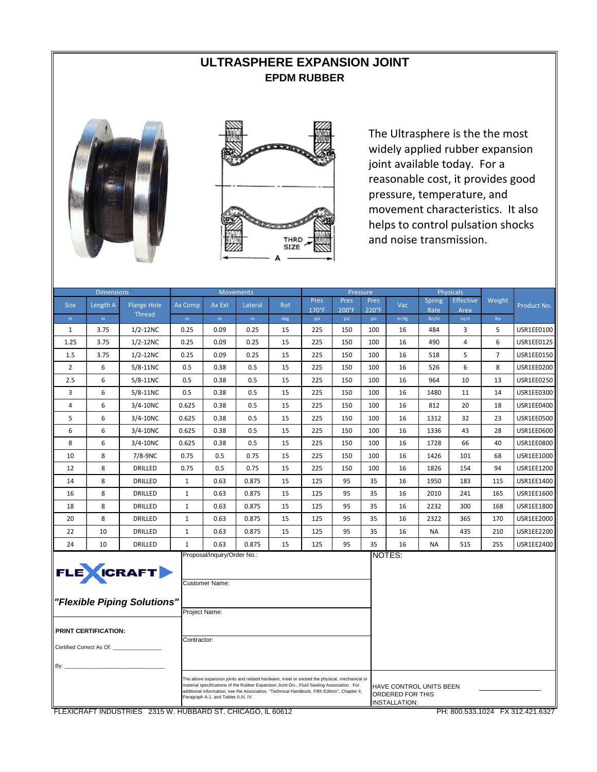# ULTRASPHERE EXPANSION JOINT

## EPDM RUBBER

THRD SIZE

A

The Ultrasphere is the the most widely applied rubber expansion joint available today. For a reasonable cost, it provides good pressure, temperature, and movement characteristics. It also helps to control pulsation shocks and noise transmission.

| Dimensions | | | Movements | | | | Pressure | | | | Physicals | | | |
|---|---|---|---|---|---|---|---|---|---|---|---|---|---|---|
| Size | Length A | Flange Hole Thread | Ax Comp | Ax Ext | Lateral | Rot | Pres 170°F | Pres 200°F | Pres 220°F | Vac | Spring Rate | Effective Area | Weight | Product No. |
| in | in | | in | in | in | deg | psi | psi | psi | in Hg | lbs/in | sq in | lbs | |
| 1 | 3.75 | 1/2-12NC | 0.25 | 0.09 | 0.25 | 15 | 225 | 150 | 100 | 16 | 484 | 3 | 5 | USR1EE0100 |
| 1.25 | 3.75 | 1/2-12NC | 0.25 | 0.09 | 0.25 | 15 | 225 | 150 | 100 | 16 | 490 | 4 | 6 | USR1EE0125 |
| 1.5 | 3.75 | 1/2-12NC | 0.25 | 0.09 | 0.25 | 15 | 225 | 150 | 100 | 16 | 518 | 5 | 7 | USR1EE0150 |
| 2 | 6 | 5/8-11NC | 0.5 | 0.38 | 0.5 | 15 | 225 | 150 | 100 | 16 | 526 | 6 | 8 | USR1EE0200 |
| 2.5 | 6 | 5/8-11NC | 0.5 | 0.38 | 0.5 | 15 | 225 | 150 | 100 | 16 | 964 | 10 | 13 | USR1EE0250 |
| 3 | 6 | 5/8-11NC | 0.5 | 0.38 | 0.5 | 15 | 225 | 150 | 100 | 16 | 1480 | 11 | 14 | USR1EE0300 |
| 4 | 6 | 3/4-10NC | 0.625 | 0.38 | 0.5 | 15 | 225 | 150 | 100 | 16 | 812 | 20 | 18 | USR1EE0400 |
| 5 | 6 | 3/4-10NC | 0.625 | 0.38 | 0.5 | 15 | 225 | 150 | 100 | 16 | 1312 | 32 | 23 | USR1EE0500 |
| 6 | 6 | 3/4-10NC | 0.625 | 0.38 | 0.5 | 15 | 225 | 150 | 100 | 16 | 1336 | 43 | 28 | USR1EE0600 |
| 8 | 6 | 3/4-10NC | 0.625 | 0.38 | 0.5 | 15 | 225 | 150 | 100 | 16 | 1728 | 66 | 40 | USR1EE0800 |
| 10 | 8 | 7/8-9NC | 0.75 | 0.5 | 0.75 | 15 | 225 | 150 | 100 | 16 | 1426 | 101 | 68 | USR1EE1000 |
| 12 | 8 | DRILLED | 0.75 | 0.5 | 0.75 | 15 | 225 | 150 | 100 | 16 | 1826 | 154 | 94 | USR1EE1200 |
| 14 | 8 | DRILLED | 1 | 0.63 | 0.875 | 15 | 125 | 95 | 35 | 16 | 1950 | 183 | 115 | USR1EE1400 |
| 16 | 8 | DRILLED | 1 | 0.63 | 0.875 | 15 | 125 | 95 | 35 | 16 | 2010 | 241 | 165 | USR1EE1600 |
| 18 | 8 | DRILLED | 1 | 0.63 | 0.875 | 15 | 125 | 95 | 35 | 16 | 2232 | 300 | 168 | USR1EE1800 |
| 20 | 8 | DRILLED | 1 | 0.63 | 0.875 | 15 | 125 | 95 | 35 | 16 | 2322 | 365 | 170 | USR1EE2000 |
| 22 | 10 | DRILLED | 1 | 0.63 | 0.875 | 15 | 125 | 95 | 35 | 16 | NA | 435 | 210 | USR1EE2200 |
| 24 | 10 | DRILLED | 1 | 0.63 | 0.875 | 15 | 125 | 95 | 35 | 16 | NA | 515 | 255 | USR1EE2400 |

**FLEXICRAFT**

***"Flexible Piping Solutions"***

**PRINT CERTIFICATION:**

Certified Correct As Of: _______________

By: _______________________________

Proposal/Inquiry/Order No.:

Customer Name:

Project Name:

Contractor:

NOTES:

The above expansion joints and related hardware, meet or exceed the physical, mechanical or material specifications of the Rubber Expansion Joint Div., Fluid Sealing Association . For additional information, see the Association, "Technical Handbook, Fifth Edition", Chapter II, Paragraph A.1. and Tables II,III, IV.

HAVE CONTROL UNITS BEEN ORDERED FOR THIS INSTALLATION: _______________

FLEXICRAFT INDUSTRIES 2315 W. HUBBARD ST. CHICAGO, IL 60612 PH: 800.533.1024 FX 312.421.6327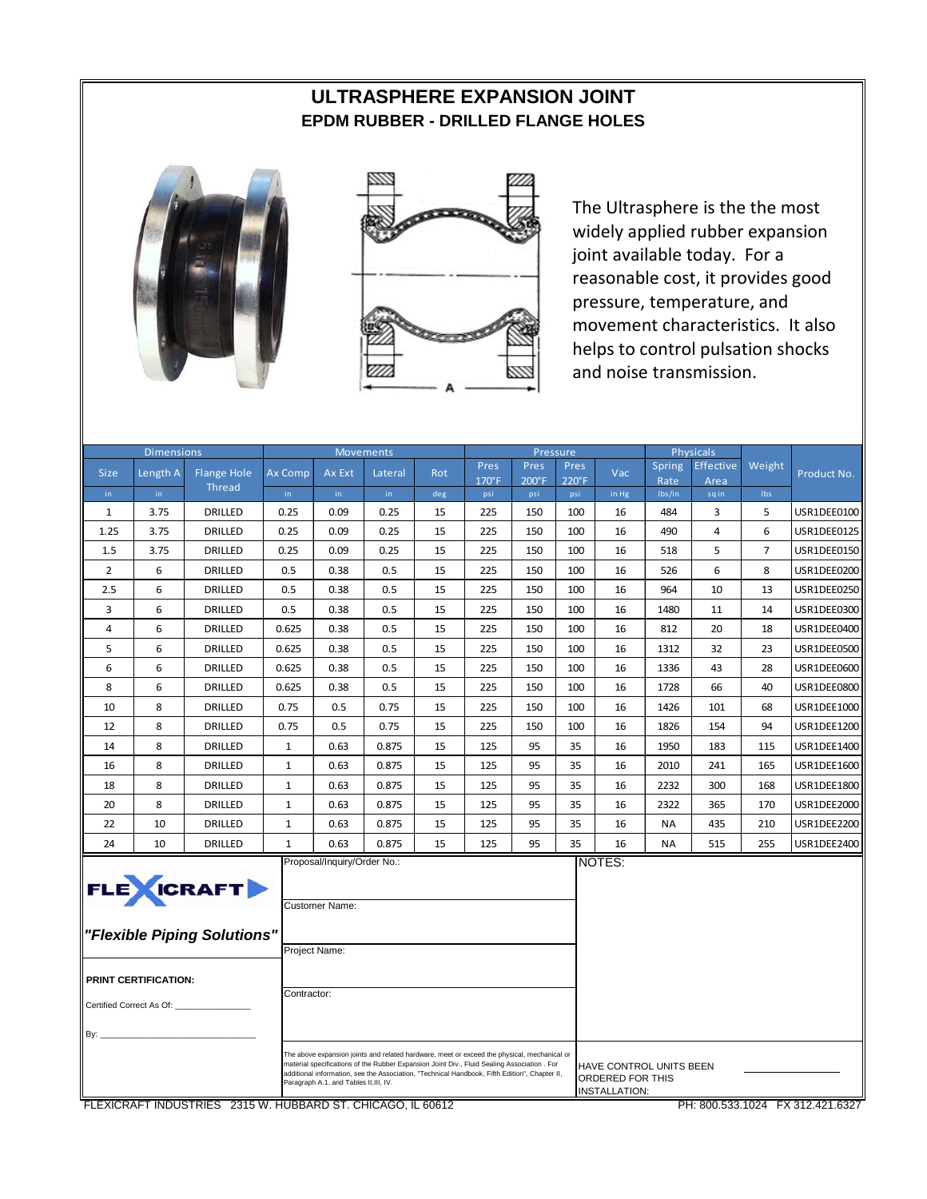# ULTRASPHERE EXPANSION JOINT

## EPDM RUBBER - DRILLED FLANGE HOLES

The Ultrasphere is the the most widely applied rubber expansion joint available today. For a reasonable cost, it provides good pressure, temperature, and movement characteristics. It also helps to control pulsation shocks and noise transmission.

| Dimensions | | | Movements | | | | Pressure | | | | Physicals | | | |
|---|---|---|---|---|---|---|---|---|---|---|---|---|---|---|
| Size | Length A | Flange Hole Thread | Ax Comp | Ax Ext | Lateral | Rot | Pres 170°F | Pres 200°F | Pres 220°F | Vac | Spring Rate | Effective Area | Weight | Product No. |
| in | in | | in | in | in | deg | psi | psi | psi | in Hg | lbs/in | sq in | lbs | |
| 1 | 3.75 | DRILLED | 0.25 | 0.09 | 0.25 | 15 | 225 | 150 | 100 | 16 | 484 | 3 | 5 | USR1DEE0100 |
| 1.25 | 3.75 | DRILLED | 0.25 | 0.09 | 0.25 | 15 | 225 | 150 | 100 | 16 | 490 | 4 | 6 | USR1DEE0125 |
| 1.5 | 3.75 | DRILLED | 0.25 | 0.09 | 0.25 | 15 | 225 | 150 | 100 | 16 | 518 | 5 | 7 | USR1DEE0150 |
| 2 | 6 | DRILLED | 0.5 | 0.38 | 0.5 | 15 | 225 | 150 | 100 | 16 | 526 | 6 | 8 | USR1DEE0200 |
| 2.5 | 6 | DRILLED | 0.5 | 0.38 | 0.5 | 15 | 225 | 150 | 100 | 16 | 964 | 10 | 13 | USR1DEE0250 |
| 3 | 6 | DRILLED | 0.5 | 0.38 | 0.5 | 15 | 225 | 150 | 100 | 16 | 1480 | 11 | 14 | USR1DEE0300 |
| 4 | 6 | DRILLED | 0.625 | 0.38 | 0.5 | 15 | 225 | 150 | 100 | 16 | 812 | 20 | 18 | USR1DEE0400 |
| 5 | 6 | DRILLED | 0.625 | 0.38 | 0.5 | 15 | 225 | 150 | 100 | 16 | 1312 | 32 | 23 | USR1DEE0500 |
| 6 | 6 | DRILLED | 0.625 | 0.38 | 0.5 | 15 | 225 | 150 | 100 | 16 | 1336 | 43 | 28 | USR1DEE0600 |
| 8 | 6 | DRILLED | 0.625 | 0.38 | 0.5 | 15 | 225 | 150 | 100 | 16 | 1728 | 66 | 40 | USR1DEE0800 |
| 10 | 8 | DRILLED | 0.75 | 0.5 | 0.75 | 15 | 225 | 150 | 100 | 16 | 1426 | 101 | 68 | USR1DEE1000 |
| 12 | 8 | DRILLED | 0.75 | 0.5 | 0.75 | 15 | 225 | 150 | 100 | 16 | 1826 | 154 | 94 | USR1DEE1200 |
| 14 | 8 | DRILLED | 1 | 0.63 | 0.875 | 15 | 125 | 95 | 35 | 16 | 1950 | 183 | 115 | USR1DEE1400 |
| 16 | 8 | DRILLED | 1 | 0.63 | 0.875 | 15 | 125 | 95 | 35 | 16 | 2010 | 241 | 165 | USR1DEE1600 |
| 18 | 8 | DRILLED | 1 | 0.63 | 0.875 | 15 | 125 | 95 | 35 | 16 | 2232 | 300 | 168 | USR1DEE1800 |
| 20 | 8 | DRILLED | 1 | 0.63 | 0.875 | 15 | 125 | 95 | 35 | 16 | 2322 | 365 | 170 | USR1DEE2000 |
| 22 | 10 | DRILLED | 1 | 0.63 | 0.875 | 15 | 125 | 95 | 35 | 16 | NA | 435 | 210 | USR1DEE2200 |
| 24 | 10 | DRILLED | 1 | 0.63 | 0.875 | 15 | 125 | 95 | 35 | 16 | NA | 515 | 255 | USR1DEE2400 |

**FLEXICRAFT**

***"Flexible Piping Solutions"***

**PRINT CERTIFICATION:**

Certified Correct As Of: _______________

By: ________________________________

Proposal/Inquiry/Order No.:

Customer Name:

Project Name:

Contractor:

The above expansion joints and related hardware, meet or exceed the physical, mechanical or material specifications of the Rubber Expansion Joint Div., Fluid Sealing Association . For additional information, see the Association, "Technical Handbook, Fifth Edition", Chapter II, Paragraph A.1. and Tables II,III, IV.

NOTES:

HAVE CONTROL UNITS BEEN ORDERED FOR THIS INSTALLATION: _______________

FLEXICRAFT INDUSTRIES 2315 W. HUBBARD ST. CHICAGO, IL 60612 PH: 800.533.1024 FX 312.421.6327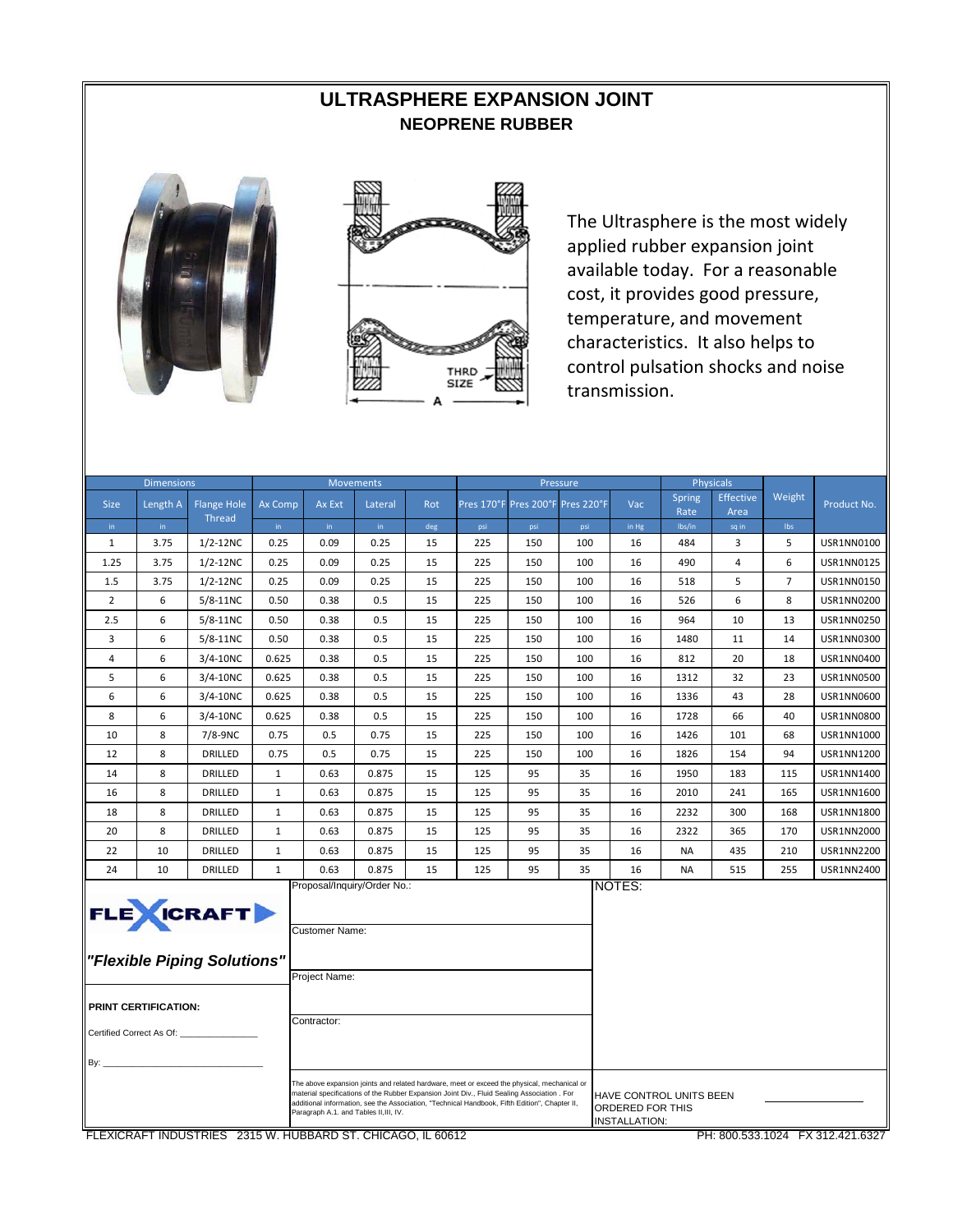# ULTRASPHERE EXPANSION JOINT

## NEOPRENE RUBBER

THRD SIZE

A

The Ultrasphere is the most widely applied rubber expansion joint available today. For a reasonable cost, it provides good pressure, temperature, and movement characteristics. It also helps to control pulsation shocks and noise transmission.

| Dimensions | | | Movements | | | | Pressure | | | | Physicals | | | |
|---|---|---|---|---|---|---|---|---|---|---|---|---|---|---|
| Size | Length A | Flange Hole Thread | Ax Comp | Ax Ext | Lateral | Rot | Pres 170°F | Pres 200°F | Pres 220°F | Vac | Spring Rate | Effective Area | Weight | Product No. |
| in | in | | in | in | in | deg | psi | psi | psi | in Hg | lbs/in | sq in | lbs | |
| 1 | 3.75 | 1/2-12NC | 0.25 | 0.09 | 0.25 | 15 | 225 | 150 | 100 | 16 | 484 | 3 | 5 | USR1NN0100 |
| 1.25 | 3.75 | 1/2-12NC | 0.25 | 0.09 | 0.25 | 15 | 225 | 150 | 100 | 16 | 490 | 4 | 6 | USR1NN0125 |
| 1.5 | 3.75 | 1/2-12NC | 0.25 | 0.09 | 0.25 | 15 | 225 | 150 | 100 | 16 | 518 | 5 | 7 | USR1NN0150 |
| 2 | 6 | 5/8-11NC | 0.50 | 0.38 | 0.5 | 15 | 225 | 150 | 100 | 16 | 526 | 6 | 8 | USR1NN0200 |
| 2.5 | 6 | 5/8-11NC | 0.50 | 0.38 | 0.5 | 15 | 225 | 150 | 100 | 16 | 964 | 10 | 13 | USR1NN0250 |
| 3 | 6 | 5/8-11NC | 0.50 | 0.38 | 0.5 | 15 | 225 | 150 | 100 | 16 | 1480 | 11 | 14 | USR1NN0300 |
| 4 | 6 | 3/4-10NC | 0.625 | 0.38 | 0.5 | 15 | 225 | 150 | 100 | 16 | 812 | 20 | 18 | USR1NN0400 |
| 5 | 6 | 3/4-10NC | 0.625 | 0.38 | 0.5 | 15 | 225 | 150 | 100 | 16 | 1312 | 32 | 23 | USR1NN0500 |
| 6 | 6 | 3/4-10NC | 0.625 | 0.38 | 0.5 | 15 | 225 | 150 | 100 | 16 | 1336 | 43 | 28 | USR1NN0600 |
| 8 | 6 | 3/4-10NC | 0.625 | 0.38 | 0.5 | 15 | 225 | 150 | 100 | 16 | 1728 | 66 | 40 | USR1NN0800 |
| 10 | 8 | 7/8-9NC | 0.75 | 0.5 | 0.75 | 15 | 225 | 150 | 100 | 16 | 1426 | 101 | 68 | USR1NN1000 |
| 12 | 8 | DRILLED | 0.75 | 0.5 | 0.75 | 15 | 225 | 150 | 100 | 16 | 1826 | 154 | 94 | USR1NN1200 |
| 14 | 8 | DRILLED | 1 | 0.63 | 0.875 | 15 | 125 | 95 | 35 | 16 | 1950 | 183 | 115 | USR1NN1400 |
| 16 | 8 | DRILLED | 1 | 0.63 | 0.875 | 15 | 125 | 95 | 35 | 16 | 2010 | 241 | 165 | USR1NN1600 |
| 18 | 8 | DRILLED | 1 | 0.63 | 0.875 | 15 | 125 | 95 | 35 | 16 | 2232 | 300 | 168 | USR1NN1800 |
| 20 | 8 | DRILLED | 1 | 0.63 | 0.875 | 15 | 125 | 95 | 35 | 16 | 2322 | 365 | 170 | USR1NN2000 |
| 22 | 10 | DRILLED | 1 | 0.63 | 0.875 | 15 | 125 | 95 | 35 | 16 | NA | 435 | 210 | USR1NN2200 |
| 24 | 10 | DRILLED | 1 | 0.63 | 0.875 | 15 | 125 | 95 | 35 | 16 | NA | 515 | 255 | USR1NN2400 |

**FLEXICRAFT**

***"Flexible Piping Solutions"***

**PRINT CERTIFICATION:**

Certified Correct As Of: _______________

By: _______________________________

Proposal/Inquiry/Order No.:

Customer Name:

Project Name:

Contractor:

The above expansion joints and related hardware, meet or exceed the physical, mechanical or material specifications of the Rubber Expansion Joint Div., Fluid Sealing Association . For additional information, see the Association, "Technical Handbook, Fifth Edition", Chapter II, Paragraph A.1. and Tables II,III, IV.

NOTES:

HAVE CONTROL UNITS BEEN ORDERED FOR THIS INSTALLATION: _______________

FLEXICRAFT INDUSTRIES 2315 W. HUBBARD ST. CHICAGO, IL 60612

PH: 800.533.1024 FX 312.421.6327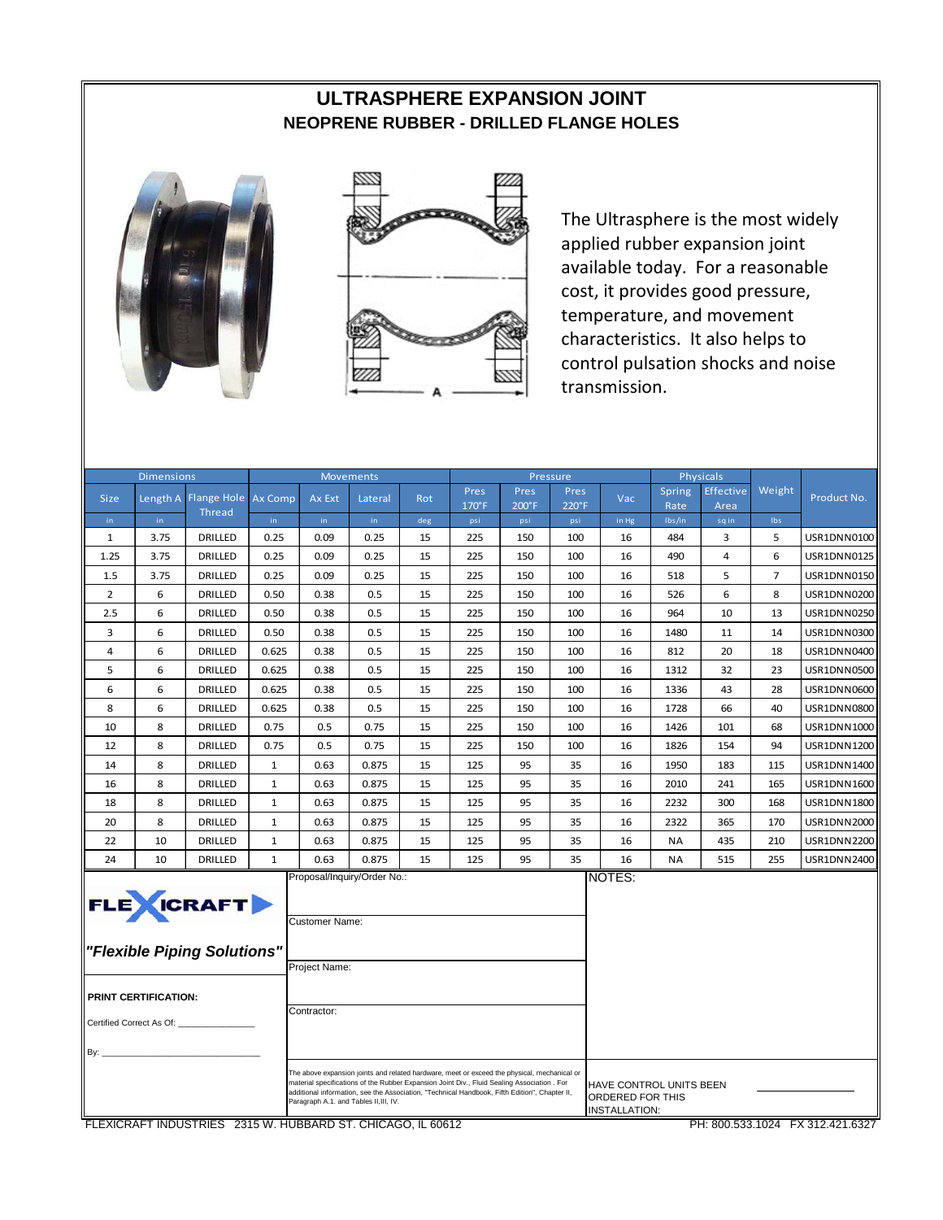# ULTRASPHERE EXPANSION JOINT

## NEOPRENE RUBBER - DRILLED FLANGE HOLES

The Ultrasphere is the most widely applied rubber expansion joint available today. For a reasonable cost, it provides good pressure, temperature, and movement characteristics. It also helps to control pulsation shocks and noise transmission.

| Dimensions | | | Movements | | | | Pressure | | | | Physicals | | | |
|---|---|---|---|---|---|---|---|---|---|---|---|---|---|---|
| Size | Length A | Flange Hole Thread | Ax Comp | Ax Ext | Lateral | Rot | Pres 170°F | Pres 200°F | Pres 220°F | Vac | Spring Rate | Effective Area | Weight | Product No. |
| in | in | | in | in | in | deg | psi | psi | psi | in Hg | lbs/in | sq in | lbs | |
| 1 | 3.75 | DRILLED | 0.25 | 0.09 | 0.25 | 15 | 225 | 150 | 100 | 16 | 484 | 3 | 5 | USR1DNN0100 |
| 1.25 | 3.75 | DRILLED | 0.25 | 0.09 | 0.25 | 15 | 225 | 150 | 100 | 16 | 490 | 4 | 6 | USR1DNN0125 |
| 1.5 | 3.75 | DRILLED | 0.25 | 0.09 | 0.25 | 15 | 225 | 150 | 100 | 16 | 518 | 5 | 7 | USR1DNN0150 |
| 2 | 6 | DRILLED | 0.50 | 0.38 | 0.5 | 15 | 225 | 150 | 100 | 16 | 526 | 6 | 8 | USR1DNN0200 |
| 2.5 | 6 | DRILLED | 0.50 | 0.38 | 0.5 | 15 | 225 | 150 | 100 | 16 | 964 | 10 | 13 | USR1DNN0250 |
| 3 | 6 | DRILLED | 0.50 | 0.38 | 0.5 | 15 | 225 | 150 | 100 | 16 | 1480 | 11 | 14 | USR1DNN0300 |
| 4 | 6 | DRILLED | 0.625 | 0.38 | 0.5 | 15 | 225 | 150 | 100 | 16 | 812 | 20 | 18 | USR1DNN0400 |
| 5 | 6 | DRILLED | 0.625 | 0.38 | 0.5 | 15 | 225 | 150 | 100 | 16 | 1312 | 32 | 23 | USR1DNN0500 |
| 6 | 6 | DRILLED | 0.625 | 0.38 | 0.5 | 15 | 225 | 150 | 100 | 16 | 1336 | 43 | 28 | USR1DNN0600 |
| 8 | 6 | DRILLED | 0.625 | 0.38 | 0.5 | 15 | 225 | 150 | 100 | 16 | 1728 | 66 | 40 | USR1DNN0800 |
| 10 | 8 | DRILLED | 0.75 | 0.5 | 0.75 | 15 | 225 | 150 | 100 | 16 | 1426 | 101 | 68 | USR1DNN1000 |
| 12 | 8 | DRILLED | 0.75 | 0.5 | 0.75 | 15 | 225 | 150 | 100 | 16 | 1826 | 154 | 94 | USR1DNN1200 |
| 14 | 8 | DRILLED | 1 | 0.63 | 0.875 | 15 | 125 | 95 | 35 | 16 | 1950 | 183 | 115 | USR1DNN1400 |
| 16 | 8 | DRILLED | 1 | 0.63 | 0.875 | 15 | 125 | 95 | 35 | 16 | 2010 | 241 | 165 | USR1DNN1600 |
| 18 | 8 | DRILLED | 1 | 0.63 | 0.875 | 15 | 125 | 95 | 35 | 16 | 2232 | 300 | 168 | USR1DNN1800 |
| 20 | 8 | DRILLED | 1 | 0.63 | 0.875 | 15 | 125 | 95 | 35 | 16 | 2322 | 365 | 170 | USR1DNN2000 |
| 22 | 10 | DRILLED | 1 | 0.63 | 0.875 | 15 | 125 | 95 | 35 | 16 | NA | 435 | 210 | USR1DNN2200 |
| 24 | 10 | DRILLED | 1 | 0.63 | 0.875 | 15 | 125 | 95 | 35 | 16 | NA | 515 | 255 | USR1DNN2400 |

**FLEXICRAFT**

***"Flexible Piping Solutions"***

Proposal/Inquiry/Order No.:

Customer Name:

Project Name:

Contractor:

NOTES:

**PRINT CERTIFICATION:**

Certified Correct As Of: _______________

By: _______________________________

The above expansion joints and related hardware, meet or exceed the physical, mechanical or material specifications of the Rubber Expansion Joint Div., Fluid Sealing Association . For additional information, see the Association, "Technical Handbook, Fifth Edition", Chapter II, Paragraph A.1. and Tables II,III, IV.

HAVE CONTROL UNITS BEEN ORDERED FOR THIS INSTALLATION: _______________

FLEXICRAFT INDUSTRIES 2315 W. HUBBARD ST. CHICAGO, IL 60612 PH: 800.533.1024 FX 312.421.6327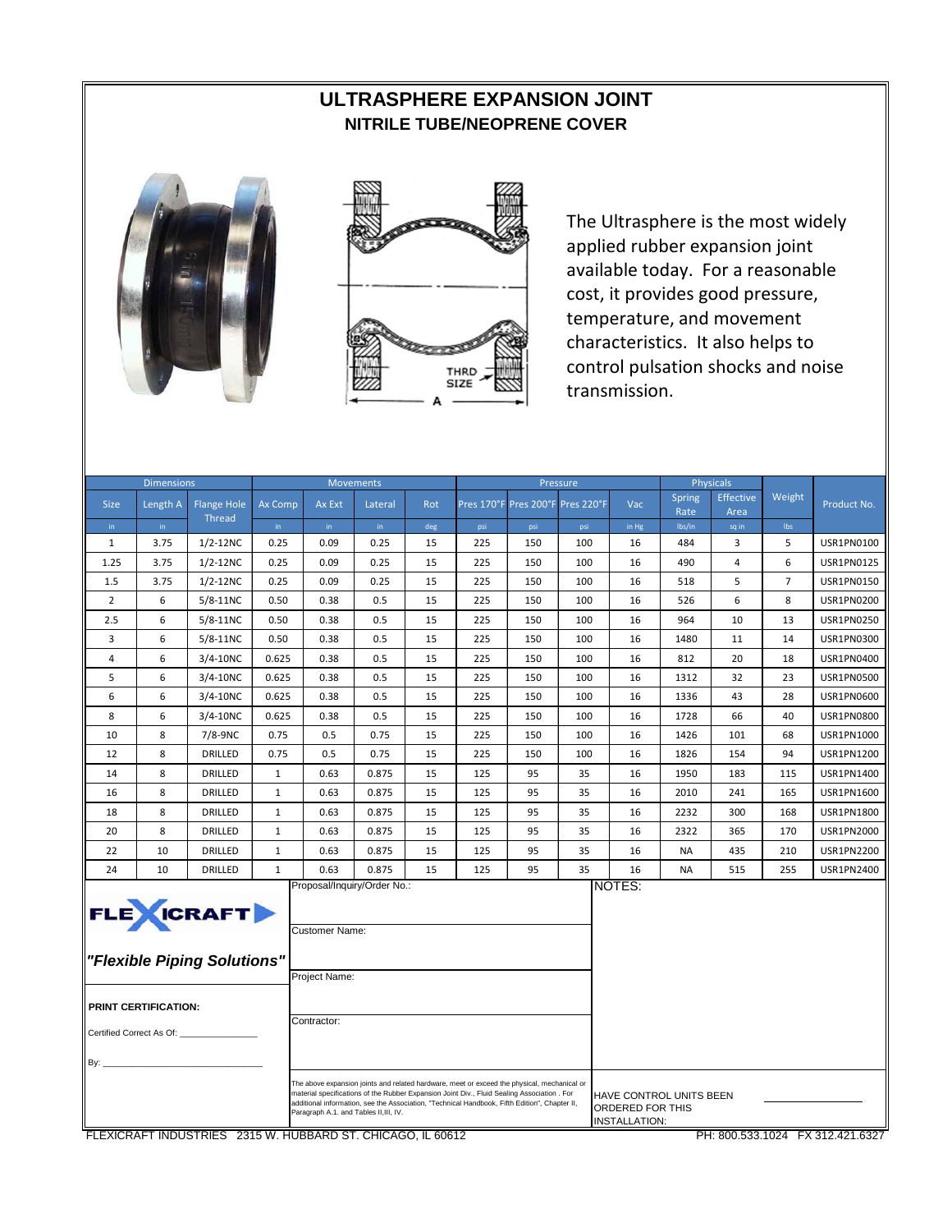# ULTRASPHERE EXPANSION JOINT

## NITRILE TUBE/NEOPRENE COVER

THRD SIZE

A

The Ultrasphere is the most widely applied rubber expansion joint available today. For a reasonable cost, it provides good pressure, temperature, and movement characteristics. It also helps to control pulsation shocks and noise transmission.

| Dimensions | | | Movements | | | | Pressure | | | | Physicals | | | |
|---|---|---|---|---|---|---|---|---|---|---|---|---|---|---|
| Size | Length A | Flange Hole Thread | Ax Comp | Ax Ext | Lateral | Rot | Pres 170°F | Pres 200°F | Pres 220°F | Vac | Spring Rate | Effective Area | Weight | Product No. |
| in | in | | in | in | in | deg | psi | psi | psi | in Hg | lbs/in | sq in | lbs | |
| 1 | 3.75 | 1/2-12NC | 0.25 | 0.09 | 0.25 | 15 | 225 | 150 | 100 | 16 | 484 | 3 | 5 | USR1PN0100 |
| 1.25 | 3.75 | 1/2-12NC | 0.25 | 0.09 | 0.25 | 15 | 225 | 150 | 100 | 16 | 490 | 4 | 6 | USR1PN0125 |
| 1.5 | 3.75 | 1/2-12NC | 0.25 | 0.09 | 0.25 | 15 | 225 | 150 | 100 | 16 | 518 | 5 | 7 | USR1PN0150 |
| 2 | 6 | 5/8-11NC | 0.50 | 0.38 | 0.5 | 15 | 225 | 150 | 100 | 16 | 526 | 6 | 8 | USR1PN0200 |
| 2.5 | 6 | 5/8-11NC | 0.50 | 0.38 | 0.5 | 15 | 225 | 150 | 100 | 16 | 964 | 10 | 13 | USR1PN0250 |
| 3 | 6 | 5/8-11NC | 0.50 | 0.38 | 0.5 | 15 | 225 | 150 | 100 | 16 | 1480 | 11 | 14 | USR1PN0300 |
| 4 | 6 | 3/4-10NC | 0.625 | 0.38 | 0.5 | 15 | 225 | 150 | 100 | 16 | 812 | 20 | 18 | USR1PN0400 |
| 5 | 6 | 3/4-10NC | 0.625 | 0.38 | 0.5 | 15 | 225 | 150 | 100 | 16 | 1312 | 32 | 23 | USR1PN0500 |
| 6 | 6 | 3/4-10NC | 0.625 | 0.38 | 0.5 | 15 | 225 | 150 | 100 | 16 | 1336 | 43 | 28 | USR1PN0600 |
| 8 | 6 | 3/4-10NC | 0.625 | 0.38 | 0.5 | 15 | 225 | 150 | 100 | 16 | 1728 | 66 | 40 | USR1PN0800 |
| 10 | 8 | 7/8-9NC | 0.75 | 0.5 | 0.75 | 15 | 225 | 150 | 100 | 16 | 1426 | 101 | 68 | USR1PN1000 |
| 12 | 8 | DRILLED | 0.75 | 0.5 | 0.75 | 15 | 225 | 150 | 100 | 16 | 1826 | 154 | 94 | USR1PN1200 |
| 14 | 8 | DRILLED | 1 | 0.63 | 0.875 | 15 | 125 | 95 | 35 | 16 | 1950 | 183 | 115 | USR1PN1400 |
| 16 | 8 | DRILLED | 1 | 0.63 | 0.875 | 15 | 125 | 95 | 35 | 16 | 2010 | 241 | 165 | USR1PN1600 |
| 18 | 8 | DRILLED | 1 | 0.63 | 0.875 | 15 | 125 | 95 | 35 | 16 | 2232 | 300 | 168 | USR1PN1800 |
| 20 | 8 | DRILLED | 1 | 0.63 | 0.875 | 15 | 125 | 95 | 35 | 16 | 2322 | 365 | 170 | USR1PN2000 |
| 22 | 10 | DRILLED | 1 | 0.63 | 0.875 | 15 | 125 | 95 | 35 | 16 | NA | 435 | 210 | USR1PN2200 |
| 24 | 10 | DRILLED | 1 | 0.63 | 0.875 | 15 | 125 | 95 | 35 | 16 | NA | 515 | 255 | USR1PN2400 |

**FLEXICRAFT**

***"Flexible Piping Solutions"***

**PRINT CERTIFICATION:**

Certified Correct As Of: _______________

By: _______________________________

Proposal/Inquiry/Order No.:

Customer Name:

Project Name:

Contractor:

The above expansion joints and related hardware, meet or exceed the physical, mechanical or material specifications of the Rubber Expansion Joint Div., Fluid Sealing Association . For additional information, see the Association, "Technical Handbook, Fifth Edition", Chapter II, Paragraph A.1. and Tables II,III, IV.

NOTES:

HAVE CONTROL UNITS BEEN ORDERED FOR THIS INSTALLATION: _______________

FLEXICRAFT INDUSTRIES 2315 W. HUBBARD ST. CHICAGO, IL 60612 PH: 800.533.1024 FX 312.421.6327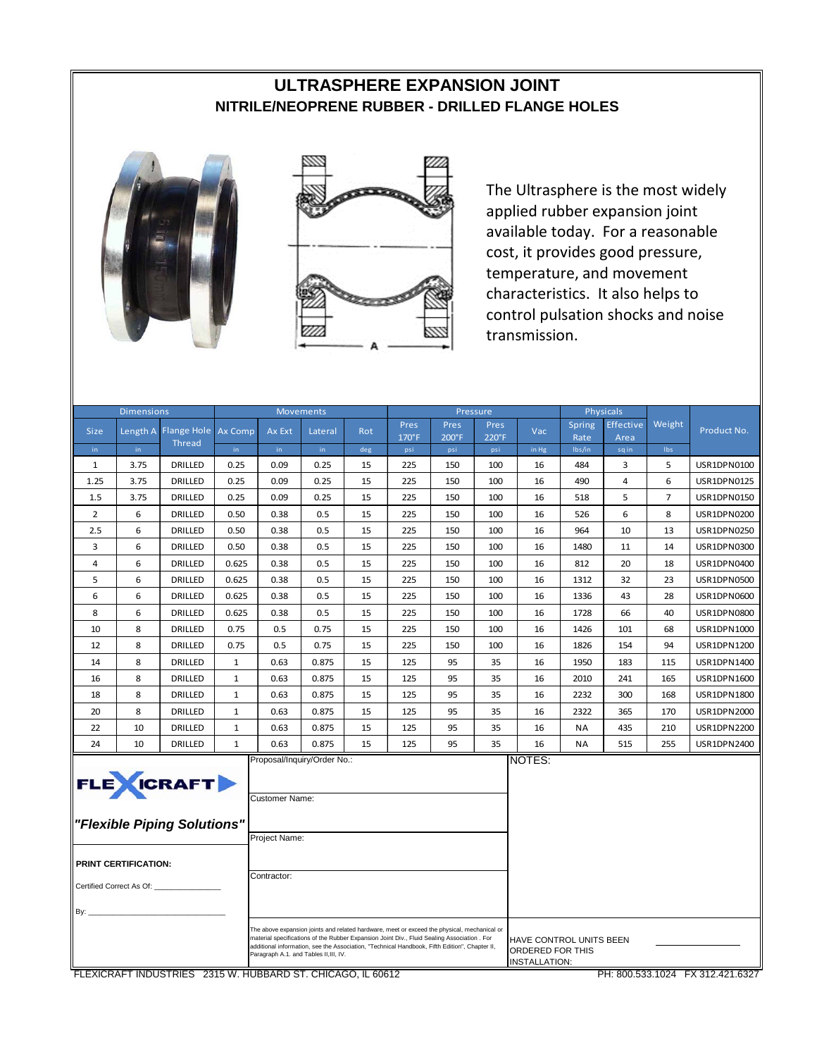# ULTRASPHERE EXPANSION JOINT

## NITRILE/NEOPRENE RUBBER - DRILLED FLANGE HOLES

A

The Ultrasphere is the most widely applied rubber expansion joint available today. For a reasonable cost, it provides good pressure, temperature, and movement characteristics. It also helps to control pulsation shocks and noise transmission.

| Dimensions | | | Movements | | | | Pressure | | | | Physicals | | | |
|---|---|---|---|---|---|---|---|---|---|---|---|---|---|---|
| Size | Length A | Flange Hole Thread | Ax Comp | Ax Ext | Lateral | Rot | Pres 170°F | Pres 200°F | Pres 220°F | Vac | Spring Rate | Effective Area | Weight | Product No. |
| in | in | | in | in | in | deg | psi | psi | psi | in Hg | lbs/in | sq in | lbs | |
| 1 | 3.75 | DRILLED | 0.25 | 0.09 | 0.25 | 15 | 225 | 150 | 100 | 16 | 484 | 3 | 5 | USR1DPN0100 |
| 1.25 | 3.75 | DRILLED | 0.25 | 0.09 | 0.25 | 15 | 225 | 150 | 100 | 16 | 490 | 4 | 6 | USR1DPN0125 |
| 1.5 | 3.75 | DRILLED | 0.25 | 0.09 | 0.25 | 15 | 225 | 150 | 100 | 16 | 518 | 5 | 7 | USR1DPN0150 |
| 2 | 6 | DRILLED | 0.50 | 0.38 | 0.5 | 15 | 225 | 150 | 100 | 16 | 526 | 6 | 8 | USR1DPN0200 |
| 2.5 | 6 | DRILLED | 0.50 | 0.38 | 0.5 | 15 | 225 | 150 | 100 | 16 | 964 | 10 | 13 | USR1DPN0250 |
| 3 | 6 | DRILLED | 0.50 | 0.38 | 0.5 | 15 | 225 | 150 | 100 | 16 | 1480 | 11 | 14 | USR1DPN0300 |
| 4 | 6 | DRILLED | 0.625 | 0.38 | 0.5 | 15 | 225 | 150 | 100 | 16 | 812 | 20 | 18 | USR1DPN0400 |
| 5 | 6 | DRILLED | 0.625 | 0.38 | 0.5 | 15 | 225 | 150 | 100 | 16 | 1312 | 32 | 23 | USR1DPN0500 |
| 6 | 6 | DRILLED | 0.625 | 0.38 | 0.5 | 15 | 225 | 150 | 100 | 16 | 1336 | 43 | 28 | USR1DPN0600 |
| 8 | 6 | DRILLED | 0.625 | 0.38 | 0.5 | 15 | 225 | 150 | 100 | 16 | 1728 | 66 | 40 | USR1DPN0800 |
| 10 | 8 | DRILLED | 0.75 | 0.5 | 0.75 | 15 | 225 | 150 | 100 | 16 | 1426 | 101 | 68 | USR1DPN1000 |
| 12 | 8 | DRILLED | 0.75 | 0.5 | 0.75 | 15 | 225 | 150 | 100 | 16 | 1826 | 154 | 94 | USR1DPN1200 |
| 14 | 8 | DRILLED | 1 | 0.63 | 0.875 | 15 | 125 | 95 | 35 | 16 | 1950 | 183 | 115 | USR1DPN1400 |
| 16 | 8 | DRILLED | 1 | 0.63 | 0.875 | 15 | 125 | 95 | 35 | 16 | 2010 | 241 | 165 | USR1DPN1600 |
| 18 | 8 | DRILLED | 1 | 0.63 | 0.875 | 15 | 125 | 95 | 35 | 16 | 2232 | 300 | 168 | USR1DPN1800 |
| 20 | 8 | DRILLED | 1 | 0.63 | 0.875 | 15 | 125 | 95 | 35 | 16 | 2322 | 365 | 170 | USR1DPN2000 |
| 22 | 10 | DRILLED | 1 | 0.63 | 0.875 | 15 | 125 | 95 | 35 | 16 | NA | 435 | 210 | USR1DPN2200 |
| 24 | 10 | DRILLED | 1 | 0.63 | 0.875 | 15 | 125 | 95 | 35 | 16 | NA | 515 | 255 | USR1DPN2400 |

FLEXICRAFT

*"Flexible Piping Solutions"*

**PRINT CERTIFICATION:**

Certified Correct As Of: _______________

By: _______________________________

Proposal/Inquiry/Order No.:

Customer Name:

Project Name:

Contractor:

The above expansion joints and related hardware, meet or exceed the physical, mechanical or material specifications of the Rubber Expansion Joint Div., Fluid Sealing Association . For additional information, see the Association, "Technical Handbook, Fifth Edition", Chapter II, Paragraph A.1. and Tables II,III, IV.

NOTES:

HAVE CONTROL UNITS BEEN ORDERED FOR THIS INSTALLATION: _______________

FLEXICRAFT INDUSTRIES 2315 W. HUBBARD ST. CHICAGO, IL 60612 PH: 800.533.1024 FX 312.421.6327